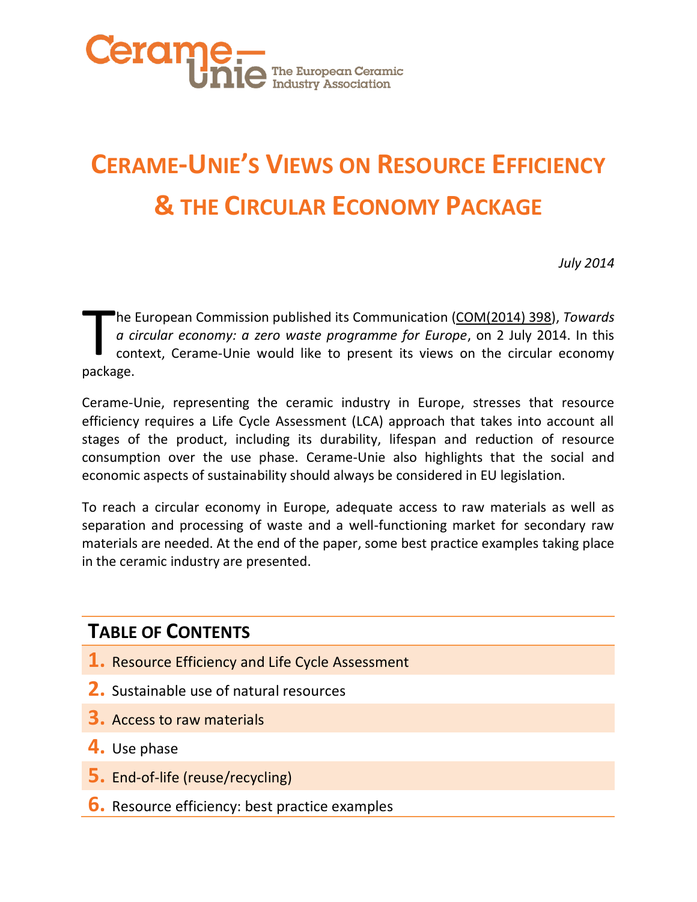Cerame-Unie
The European Ceramic Industry Association

# Cerame-Unie's Views on Resource Efficiency & the Circular Economy Package

*July 2014*

The European Commission published its Communication (COM(2014) 398), *Towards a circular economy: a zero waste programme for Europe*, on 2 July 2014. In this context, Cerame-Unie would like to present its views on the circular economy package.

Cerame-Unie, representing the ceramic industry in Europe, stresses that resource efficiency requires a Life Cycle Assessment (LCA) approach that takes into account all stages of the product, including its durability, lifespan and reduction of resource consumption over the use phase. Cerame-Unie also highlights that the social and economic aspects of sustainability should always be considered in EU legislation.

To reach a circular economy in Europe, adequate access to raw materials as well as separation and processing of waste and a well-functioning market for secondary raw materials are needed. At the end of the paper, some best practice examples taking place in the ceramic industry are presented.

## Table of Contents

1. Resource Efficiency and Life Cycle Assessment
2. Sustainable use of natural resources
3. Access to raw materials
4. Use phase
5. End-of-life (reuse/recycling)
6. Resource efficiency: best practice examples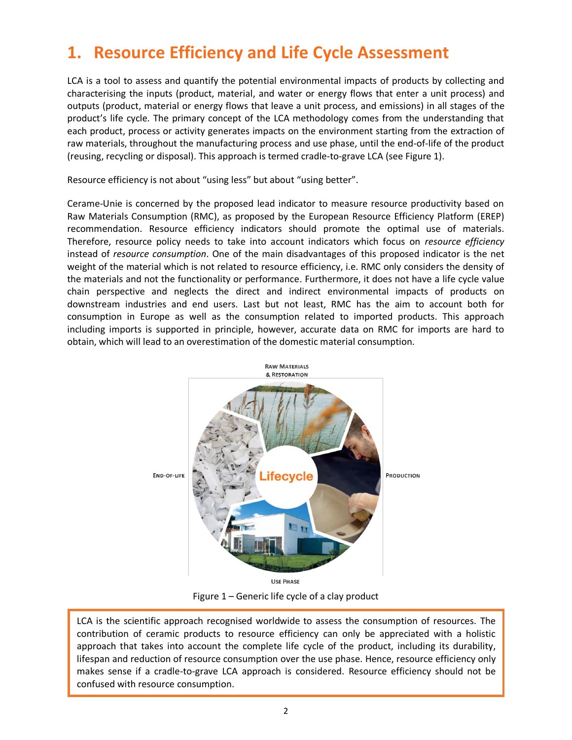# 1. Resource Efficiency and Life Cycle Assessment

LCA is a tool to assess and quantify the potential environmental impacts of products by collecting and characterising the inputs (product, material, and water or energy flows that enter a unit process) and outputs (product, material or energy flows that leave a unit process, and emissions) in all stages of the product's life cycle. The primary concept of the LCA methodology comes from the understanding that each product, process or activity generates impacts on the environment starting from the extraction of raw materials, throughout the manufacturing process and use phase, until the end-of-life of the product (reusing, recycling or disposal). This approach is termed cradle-to-grave LCA (see Figure 1).

Resource efficiency is not about "using less" but about "using better".

Cerame-Unie is concerned by the proposed lead indicator to measure resource productivity based on Raw Materials Consumption (RMC), as proposed by the European Resource Efficiency Platform (EREP) recommendation. Resource efficiency indicators should promote the optimal use of materials. Therefore, resource policy needs to take into account indicators which focus on *resource efficiency* instead of *resource consumption*. One of the main disadvantages of this proposed indicator is the net weight of the material which is not related to resource efficiency, i.e. RMC only considers the density of the materials and not the functionality or performance. Furthermore, it does not have a life cycle value chain perspective and neglects the direct and indirect environmental impacts of products on downstream industries and end users. Last but not least, RMC has the aim to account both for consumption in Europe as well as the consumption related to imported products. This approach including imports is supported in principle, however, accurate data on RMC for imports are hard to obtain, which will lead to an overestimation of the domestic material consumption.

Figure 1 – Generic life cycle of a clay product

> LCA is the scientific approach recognised worldwide to assess the consumption of resources. The contribution of ceramic products to resource efficiency can only be appreciated with a holistic approach that takes into account the complete life cycle of the product, including its durability, lifespan and reduction of resource consumption over the use phase. Hence, resource efficiency only makes sense if a cradle-to-grave LCA approach is considered. Resource efficiency should not be confused with resource consumption.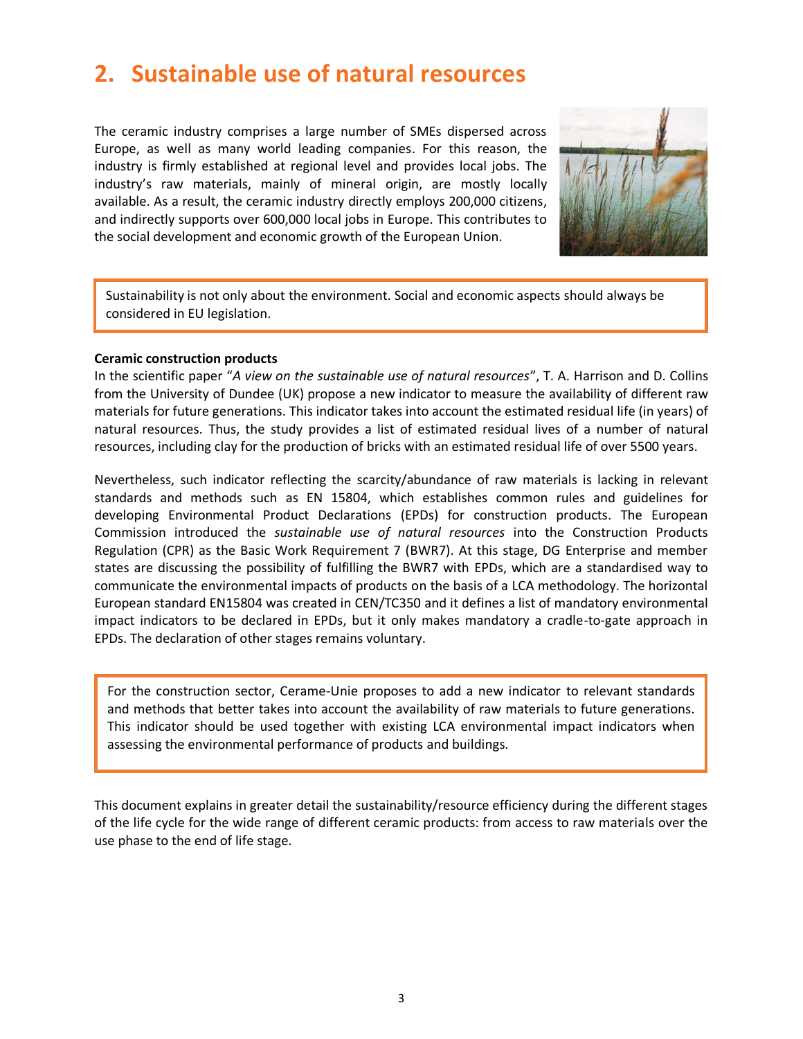## 2. Sustainable use of natural resources

The ceramic industry comprises a large number of SMEs dispersed across Europe, as well as many world leading companies. For this reason, the industry is firmly established at regional level and provides local jobs. The industry's raw materials, mainly of mineral origin, are mostly locally available. As a result, the ceramic industry directly employs 200,000 citizens, and indirectly supports over 600,000 local jobs in Europe. This contributes to the social development and economic growth of the European Union.

> Sustainability is not only about the environment. Social and economic aspects should always be considered in EU legislation.

**Ceramic construction products**

In the scientific paper "*A view on the sustainable use of natural resources*", T. A. Harrison and D. Collins from the University of Dundee (UK) propose a new indicator to measure the availability of different raw materials for future generations. This indicator takes into account the estimated residual life (in years) of natural resources. Thus, the study provides a list of estimated residual lives of a number of natural resources, including clay for the production of bricks with an estimated residual life of over 5500 years.

Nevertheless, such indicator reflecting the scarcity/abundance of raw materials is lacking in relevant standards and methods such as EN 15804, which establishes common rules and guidelines for developing Environmental Product Declarations (EPDs) for construction products. The European Commission introduced the *sustainable use of natural resources* into the Construction Products Regulation (CPR) as the Basic Work Requirement 7 (BWR7). At this stage, DG Enterprise and member states are discussing the possibility of fulfilling the BWR7 with EPDs, which are a standardised way to communicate the environmental impacts of products on the basis of a LCA methodology. The horizontal European standard EN15804 was created in CEN/TC350 and it defines a list of mandatory environmental impact indicators to be declared in EPDs, but it only makes mandatory a cradle-to-gate approach in EPDs. The declaration of other stages remains voluntary.

> For the construction sector, Cerame-Unie proposes to add a new indicator to relevant standards and methods that better takes into account the availability of raw materials to future generations. This indicator should be used together with existing LCA environmental impact indicators when assessing the environmental performance of products and buildings.

This document explains in greater detail the sustainability/resource efficiency during the different stages of the life cycle for the wide range of different ceramic products: from access to raw materials over the use phase to the end of life stage.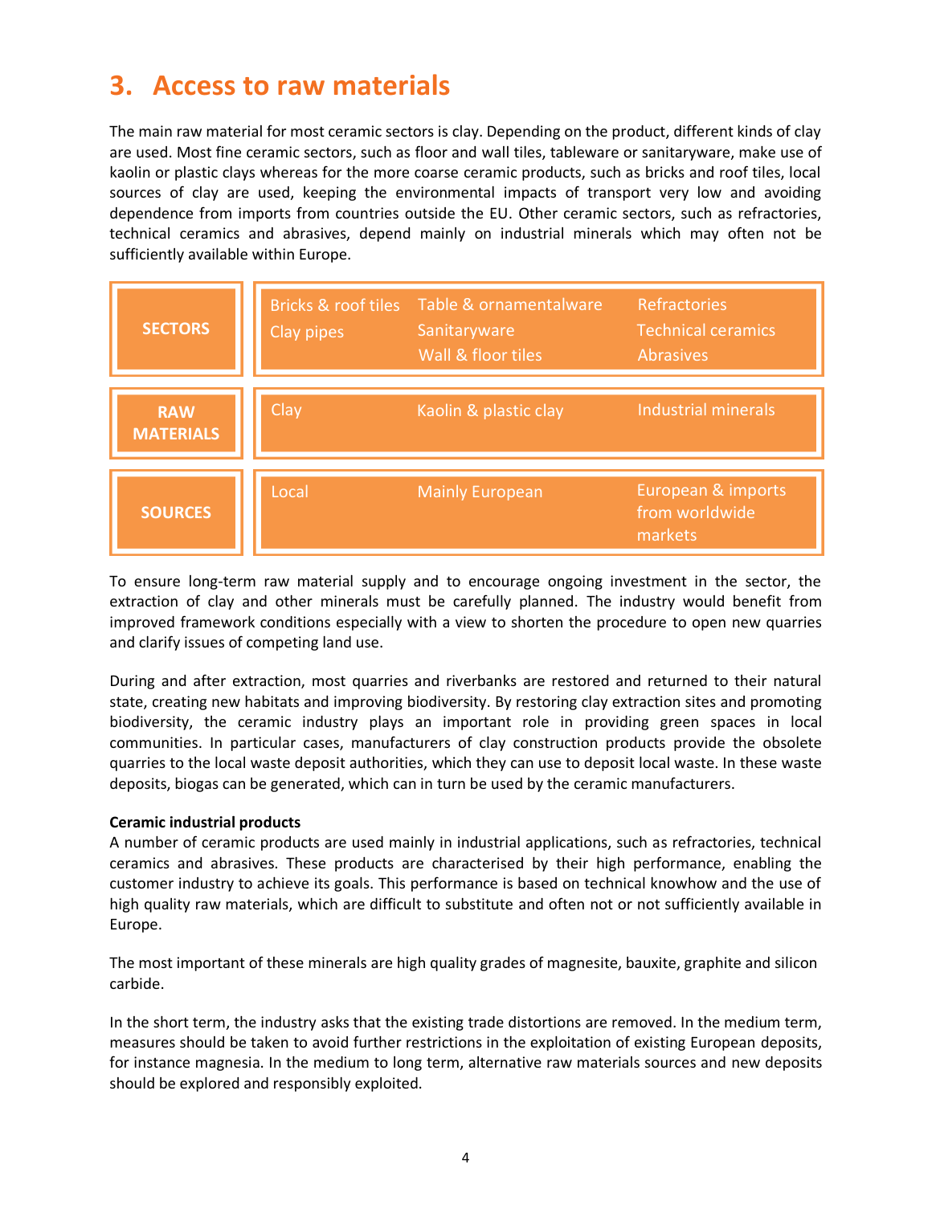# 3. Access to raw materials

The main raw material for most ceramic sectors is clay. Depending on the product, different kinds of clay are used. Most fine ceramic sectors, such as floor and wall tiles, tableware or sanitaryware, make use of kaolin or plastic clays whereas for the more coarse ceramic products, such as bricks and roof tiles, local sources of clay are used, keeping the environmental impacts of transport very low and avoiding dependence from imports from countries outside the EU. Other ceramic sectors, such as refractories, technical ceramics and abrasives, depend mainly on industrial minerals which may often not be sufficiently available within Europe.

| | | | |
|---|---|---|---|
| **SECTORS** | Bricks & roof tiles<br>Clay pipes | Table & ornamentalware<br>Sanitaryware<br>Wall & floor tiles | Refractories<br>Technical ceramics<br>Abrasives |
| **RAW MATERIALS** | Clay | Kaolin & plastic clay | Industrial minerals |
| **SOURCES** | Local | Mainly European | European & imports from worldwide markets |

To ensure long-term raw material supply and to encourage ongoing investment in the sector, the extraction of clay and other minerals must be carefully planned. The industry would benefit from improved framework conditions especially with a view to shorten the procedure to open new quarries and clarify issues of competing land use.

During and after extraction, most quarries and riverbanks are restored and returned to their natural state, creating new habitats and improving biodiversity. By restoring clay extraction sites and promoting biodiversity, the ceramic industry plays an important role in providing green spaces in local communities. In particular cases, manufacturers of clay construction products provide the obsolete quarries to the local waste deposit authorities, which they can use to deposit local waste. In these waste deposits, biogas can be generated, which can in turn be used by the ceramic manufacturers.

**Ceramic industrial products**

A number of ceramic products are used mainly in industrial applications, such as refractories, technical ceramics and abrasives. These products are characterised by their high performance, enabling the customer industry to achieve its goals. This performance is based on technical knowhow and the use of high quality raw materials, which are difficult to substitute and often not or not sufficiently available in Europe.

The most important of these minerals are high quality grades of magnesite, bauxite, graphite and silicon carbide.

In the short term, the industry asks that the existing trade distortions are removed. In the medium term, measures should be taken to avoid further restrictions in the exploitation of existing European deposits, for instance magnesia. In the medium to long term, alternative raw materials sources and new deposits should be explored and responsibly exploited.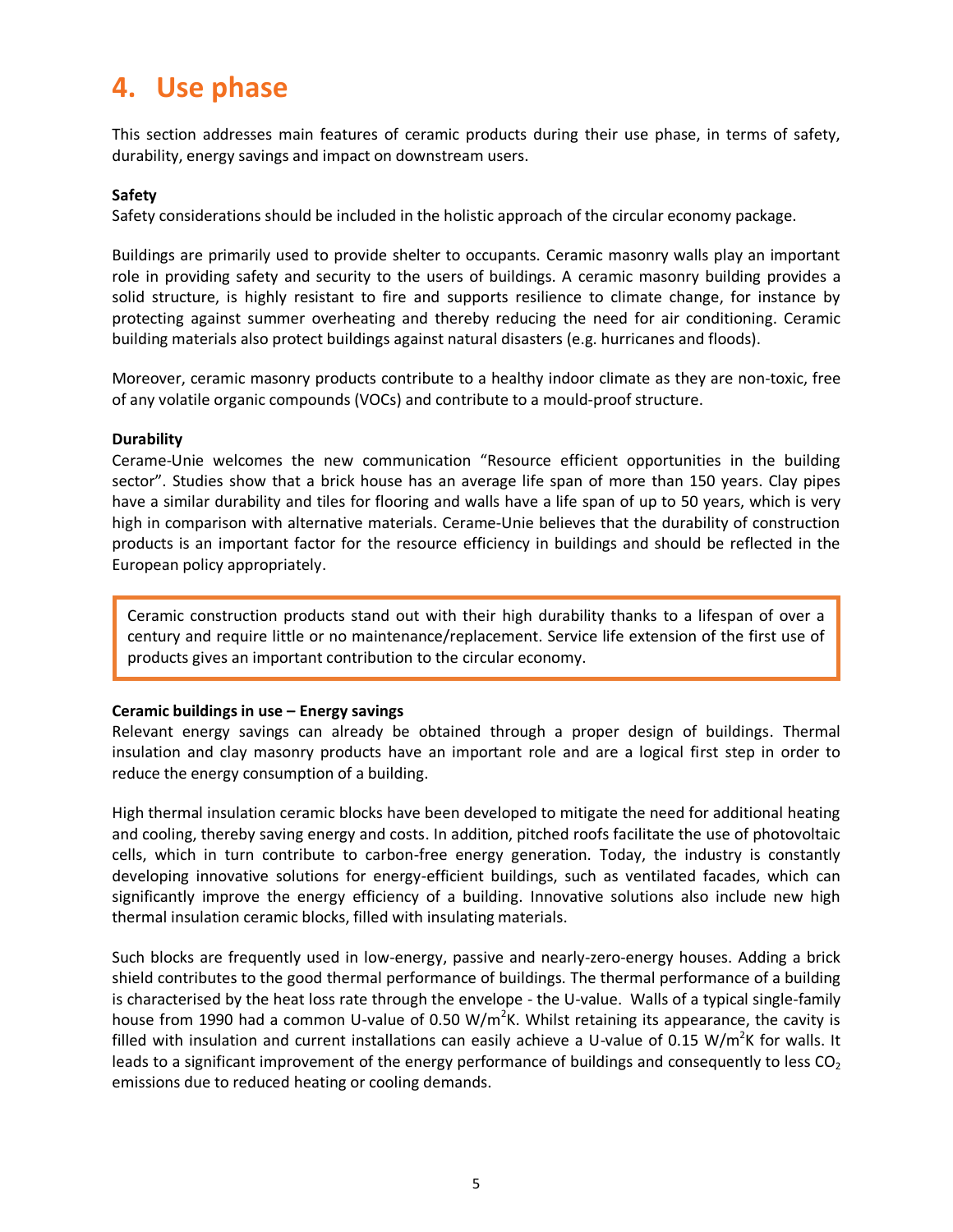# 4. Use phase

This section addresses main features of ceramic products during their use phase, in terms of safety, durability, energy savings and impact on downstream users.

**Safety**

Safety considerations should be included in the holistic approach of the circular economy package.

Buildings are primarily used to provide shelter to occupants. Ceramic masonry walls play an important role in providing safety and security to the users of buildings. A ceramic masonry building provides a solid structure, is highly resistant to fire and supports resilience to climate change, for instance by protecting against summer overheating and thereby reducing the need for air conditioning. Ceramic building materials also protect buildings against natural disasters (e.g. hurricanes and floods).

Moreover, ceramic masonry products contribute to a healthy indoor climate as they are non-toxic, free of any volatile organic compounds (VOCs) and contribute to a mould-proof structure.

**Durability**

Cerame-Unie welcomes the new communication "Resource efficient opportunities in the building sector". Studies show that a brick house has an average life span of more than 150 years. Clay pipes have a similar durability and tiles for flooring and walls have a life span of up to 50 years, which is very high in comparison with alternative materials. Cerame-Unie believes that the durability of construction products is an important factor for the resource efficiency in buildings and should be reflected in the European policy appropriately.

> Ceramic construction products stand out with their high durability thanks to a lifespan of over a century and require little or no maintenance/replacement. Service life extension of the first use of products gives an important contribution to the circular economy.

**Ceramic buildings in use – Energy savings**

Relevant energy savings can already be obtained through a proper design of buildings. Thermal insulation and clay masonry products have an important role and are a logical first step in order to reduce the energy consumption of a building.

High thermal insulation ceramic blocks have been developed to mitigate the need for additional heating and cooling, thereby saving energy and costs. In addition, pitched roofs facilitate the use of photovoltaic cells, which in turn contribute to carbon-free energy generation. Today, the industry is constantly developing innovative solutions for energy-efficient buildings, such as ventilated facades, which can significantly improve the energy efficiency of a building. Innovative solutions also include new high thermal insulation ceramic blocks, filled with insulating materials.

Such blocks are frequently used in low-energy, passive and nearly-zero-energy houses. Adding a brick shield contributes to the good thermal performance of buildings. The thermal performance of a building is characterised by the heat loss rate through the envelope - the U-value. Walls of a typical single-family house from 1990 had a common U-value of 0.50 $W/m^2K$. Whilst retaining its appearance, the cavity is filled with insulation and current installations can easily achieve a U-value of 0.15 $W/m^2K$ for walls. It leads to a significant improvement of the energy performance of buildings and consequently to less $CO_2$ emissions due to reduced heating or cooling demands.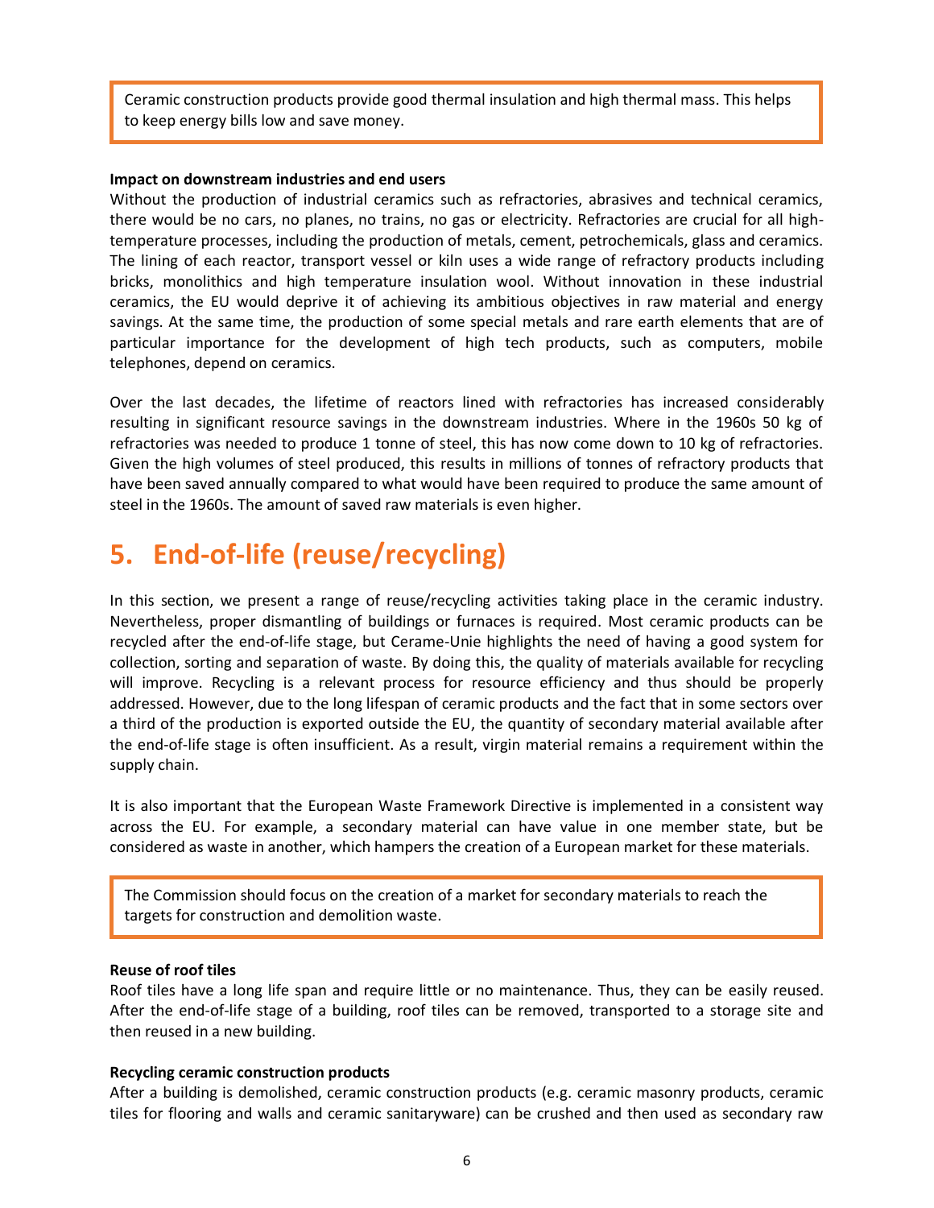> Ceramic construction products provide good thermal insulation and high thermal mass. This helps to keep energy bills low and save money.

**Impact on downstream industries and end users**

Without the production of industrial ceramics such as refractories, abrasives and technical ceramics, there would be no cars, no planes, no trains, no gas or electricity. Refractories are crucial for all high-temperature processes, including the production of metals, cement, petrochemicals, glass and ceramics. The lining of each reactor, transport vessel or kiln uses a wide range of refractory products including bricks, monolithics and high temperature insulation wool. Without innovation in these industrial ceramics, the EU would deprive it of achieving its ambitious objectives in raw material and energy savings. At the same time, the production of some special metals and rare earth elements that are of particular importance for the development of high tech products, such as computers, mobile telephones, depend on ceramics.

Over the last decades, the lifetime of reactors lined with refractories has increased considerably resulting in significant resource savings in the downstream industries. Where in the 1960s 50 kg of refractories was needed to produce 1 tonne of steel, this has now come down to 10 kg of refractories. Given the high volumes of steel produced, this results in millions of tonnes of refractory products that have been saved annually compared to what would have been required to produce the same amount of steel in the 1960s. The amount of saved raw materials is even higher.

# 5. End-of-life (reuse/recycling)

In this section, we present a range of reuse/recycling activities taking place in the ceramic industry. Nevertheless, proper dismantling of buildings or furnaces is required. Most ceramic products can be recycled after the end-of-life stage, but Cerame-Unie highlights the need of having a good system for collection, sorting and separation of waste. By doing this, the quality of materials available for recycling will improve. Recycling is a relevant process for resource efficiency and thus should be properly addressed. However, due to the long lifespan of ceramic products and the fact that in some sectors over a third of the production is exported outside the EU, the quantity of secondary material available after the end-of-life stage is often insufficient. As a result, virgin material remains a requirement within the supply chain.

It is also important that the European Waste Framework Directive is implemented in a consistent way across the EU. For example, a secondary material can have value in one member state, but be considered as waste in another, which hampers the creation of a European market for these materials.

> The Commission should focus on the creation of a market for secondary materials to reach the targets for construction and demolition waste.

**Reuse of roof tiles**

Roof tiles have a long life span and require little or no maintenance. Thus, they can be easily reused. After the end-of-life stage of a building, roof tiles can be removed, transported to a storage site and then reused in a new building.

**Recycling ceramic construction products**

After a building is demolished, ceramic construction products (e.g. ceramic masonry products, ceramic tiles for flooring and walls and ceramic sanitaryware) can be crushed and then used as secondary raw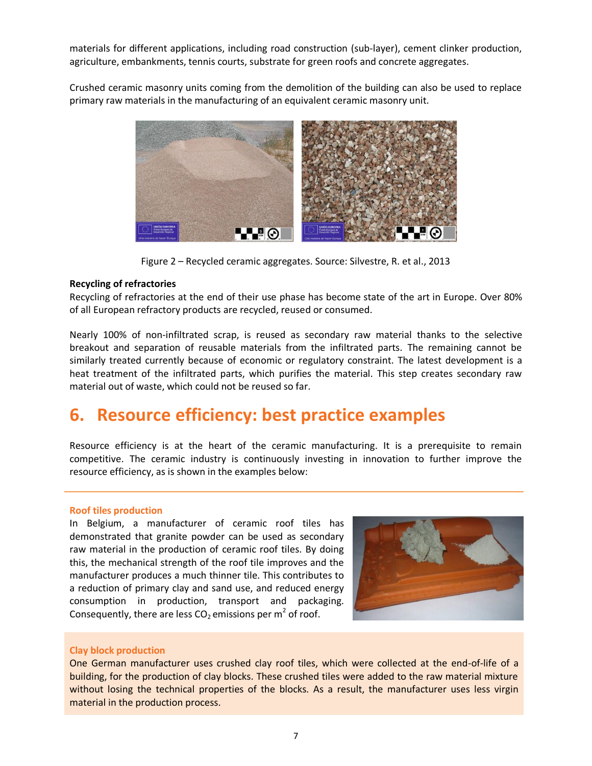materials for different applications, including road construction (sub-layer), cement clinker production, agriculture, embankments, tennis courts, substrate for green roofs and concrete aggregates.

Crushed ceramic masonry units coming from the demolition of the building can also be used to replace primary raw materials in the manufacturing of an equivalent ceramic masonry unit.

Figure 2 – Recycled ceramic aggregates. Source: Silvestre, R. et al., 2013

**Recycling of refractories**

Recycling of refractories at the end of their use phase has become state of the art in Europe. Over 80% of all European refractory products are recycled, reused or consumed.

Nearly 100% of non-infiltrated scrap, is reused as secondary raw material thanks to the selective breakout and separation of reusable materials from the infiltrated parts. The remaining cannot be similarly treated currently because of economic or regulatory constraint. The latest development is a heat treatment of the infiltrated parts, which purifies the material. This step creates secondary raw material out of waste, which could not be reused so far.

# 6. Resource efficiency: best practice examples

Resource efficiency is at the heart of the ceramic manufacturing. It is a prerequisite to remain competitive. The ceramic industry is continuously investing in innovation to further improve the resource efficiency, as is shown in the examples below:

**Roof tiles production**

In Belgium, a manufacturer of ceramic roof tiles has demonstrated that granite powder can be used as secondary raw material in the production of ceramic roof tiles. By doing this, the mechanical strength of the roof tile improves and the manufacturer produces a much thinner tile. This contributes to a reduction of primary clay and sand use, and reduced energy consumption in production, transport and packaging. Consequently, there are less $CO_2$ emissions per $m^2$ of roof.

**Clay block production**

One German manufacturer uses crushed clay roof tiles, which were collected at the end-of-life of a building, for the production of clay blocks. These crushed tiles were added to the raw material mixture without losing the technical properties of the blocks. As a result, the manufacturer uses less virgin material in the production process.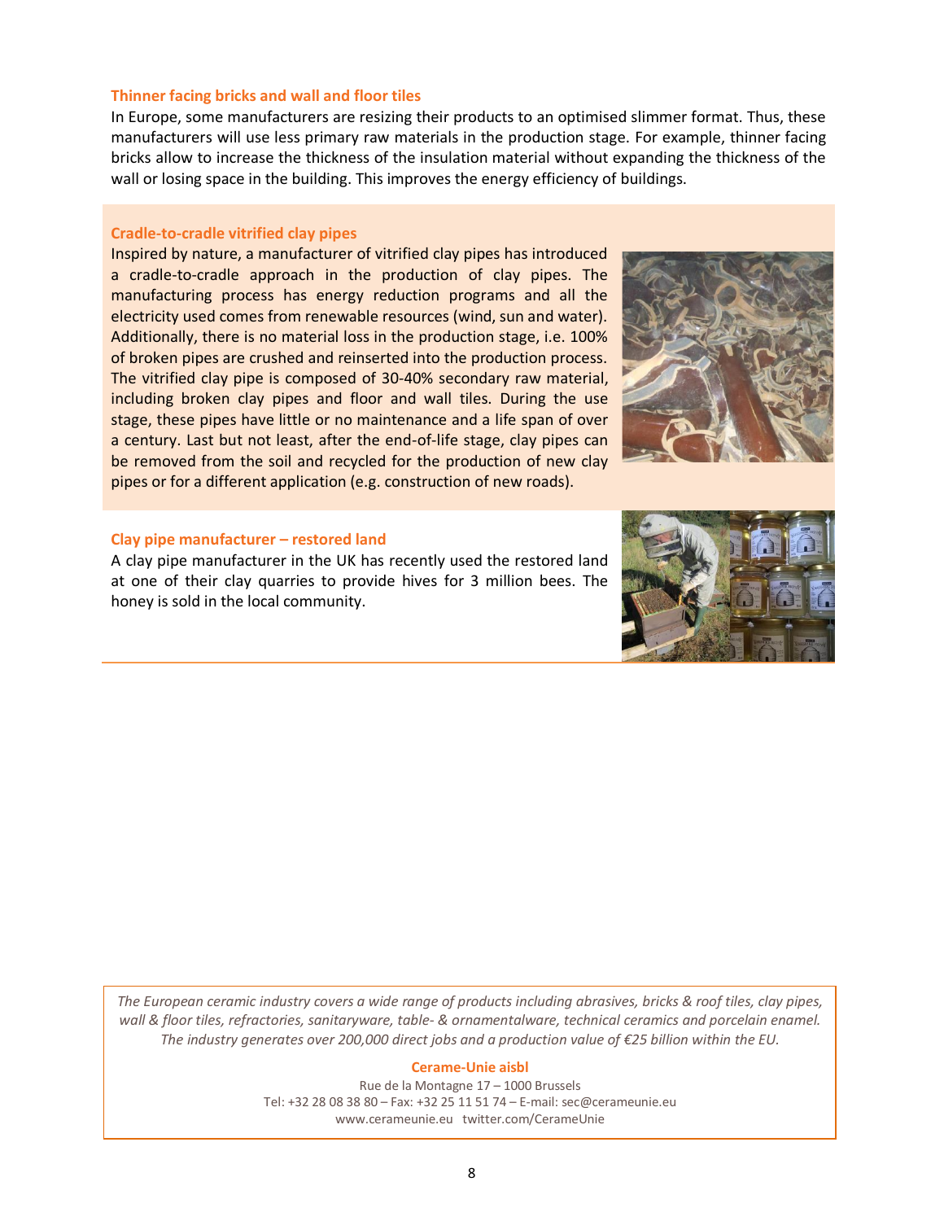### Thinner facing bricks and wall and floor tiles

In Europe, some manufacturers are resizing their products to an optimised slimmer format. Thus, these manufacturers will use less primary raw materials in the production stage. For example, thinner facing bricks allow to increase the thickness of the insulation material without expanding the thickness of the wall or losing space in the building. This improves the energy efficiency of buildings.

### Cradle-to-cradle vitrified clay pipes

Inspired by nature, a manufacturer of vitrified clay pipes has introduced a cradle-to-cradle approach in the production of clay pipes. The manufacturing process has energy reduction programs and all the electricity used comes from renewable resources (wind, sun and water). Additionally, there is no material loss in the production stage, i.e. 100% of broken pipes are crushed and reinserted into the production process. The vitrified clay pipe is composed of 30-40% secondary raw material, including broken clay pipes and floor and wall tiles. During the use stage, these pipes have little or no maintenance and a life span of over a century. Last but not least, after the end-of-life stage, clay pipes can be removed from the soil and recycled for the production of new clay pipes or for a different application (e.g. construction of new roads).

### Clay pipe manufacturer – restored land

A clay pipe manufacturer in the UK has recently used the restored land at one of their clay quarries to provide hives for 3 million bees. The honey is sold in the local community.

*The European ceramic industry covers a wide range of products including abrasives, bricks & roof tiles, clay pipes, wall & floor tiles, refractories, sanitaryware, table- & ornamentalware, technical ceramics and porcelain enamel. The industry generates over 200,000 direct jobs and a production value of €25 billion within the EU.*

**Cerame-Unie aisbl**

Rue de la Montagne 17 – 1000 Brussels

Tel: +32 28 08 38 80 – Fax: +32 25 11 51 74 – E-mail: sec@cerameunie.eu

www.cerameunie.eu twitter.com/CerameUnie